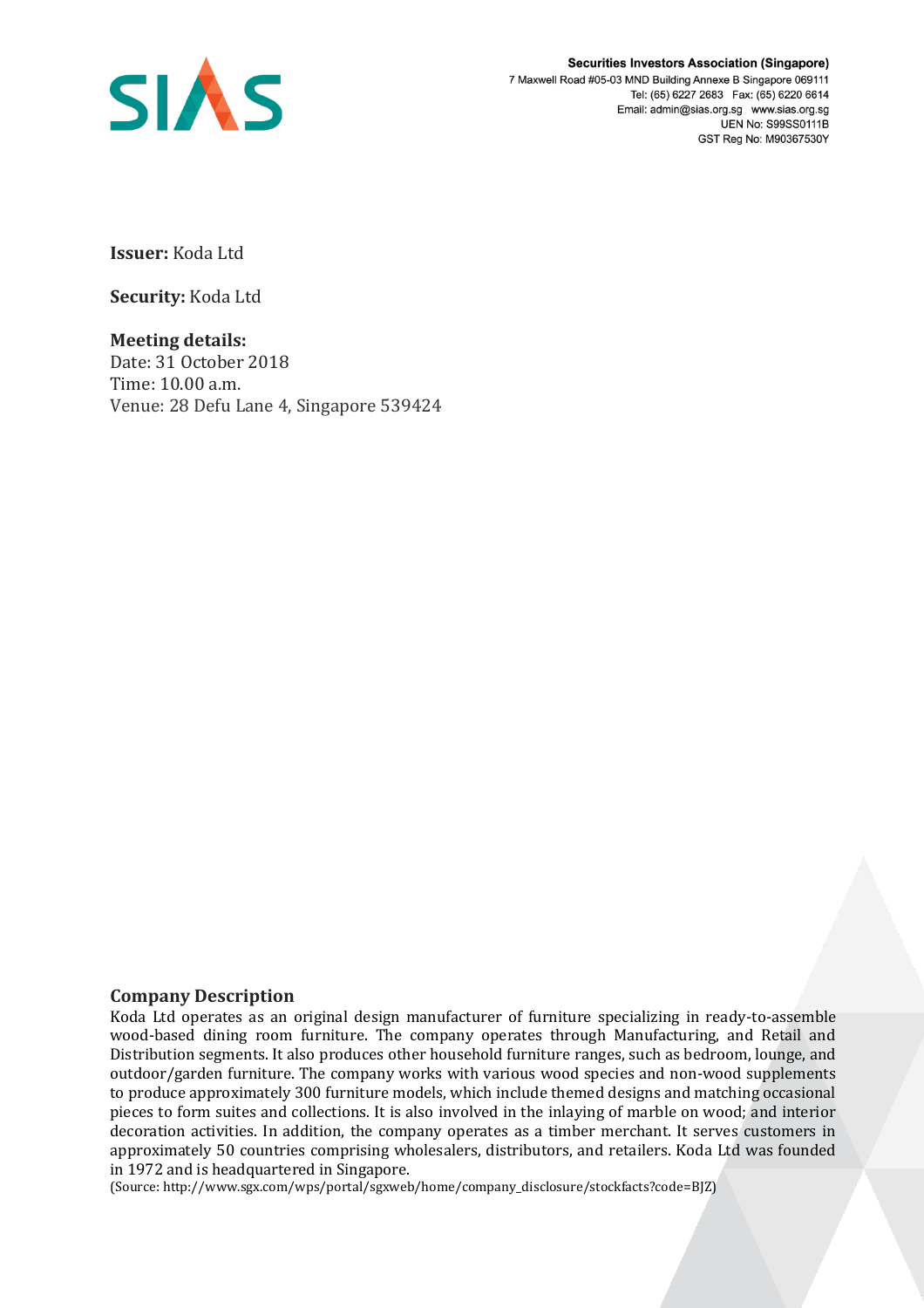**Securities Investors Association (Singapore)**
7 Maxwell Road #05-03 MND Building Annexe B Singapore 069111
Tel: (65) 6227 2683 Fax: (65) 6220 6614
Email: admin@sias.org.sg www.sias.org.sg
UEN No: S99SS0111B
GST Reg No: M90367530Y

**Issuer:** Koda Ltd

**Security:** Koda Ltd

**Meeting details:**
Date: 31 October 2018
Time: 10.00 a.m.
Venue: 28 Defu Lane 4, Singapore 539424

## Company Description

Koda Ltd operates as an original design manufacturer of furniture specializing in ready-to-assemble wood-based dining room furniture. The company operates through Manufacturing, and Retail and Distribution segments. It also produces other household furniture ranges, such as bedroom, lounge, and outdoor/garden furniture. The company works with various wood species and non-wood supplements to produce approximately 300 furniture models, which include themed designs and matching occasional pieces to form suites and collections. It is also involved in the inlaying of marble on wood; and interior decoration activities. In addition, the company operates as a timber merchant. It serves customers in approximately 50 countries comprising wholesalers, distributors, and retailers. Koda Ltd was founded in 1972 and is headquartered in Singapore.

(Source: http://www.sgx.com/wps/portal/sgxweb/home/company_disclosure/stockfacts?code=BJZ)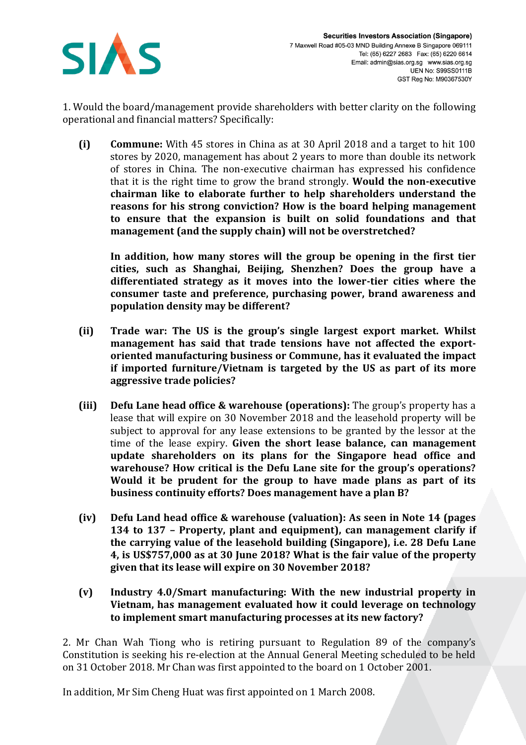1. Would the board/management provide shareholders with better clarity on the following operational and financial matters? Specifically:

**(i)** **Commune:** With 45 stores in China as at 30 April 2018 and a target to hit 100 stores by 2020, management has about 2 years to more than double its network of stores in China. The non-executive chairman has expressed his confidence that it is the right time to grow the brand strongly. **Would the non-executive chairman like to elaborate further to help shareholders understand the reasons for his strong conviction? How is the board helping management to ensure that the expansion is built on solid foundations and that management (and the supply chain) will not be overstretched?**

**In addition, how many stores will the group be opening in the first tier cities, such as Shanghai, Beijing, Shenzhen? Does the group have a differentiated strategy as it moves into the lower-tier cities where the consumer taste and preference, purchasing power, brand awareness and population density may be different?**

**(ii)** **Trade war: The US is the group's single largest export market. Whilst management has said that trade tensions have not affected the export-oriented manufacturing business or Commune, has it evaluated the impact if imported furniture/Vietnam is targeted by the US as part of its more aggressive trade policies?**

**(iii)** **Defu Lane head office & warehouse (operations):** The group's property has a lease that will expire on 30 November 2018 and the leasehold property will be subject to approval for any lease extensions to be granted by the lessor at the time of the lease expiry. **Given the short lease balance, can management update shareholders on its plans for the Singapore head office and warehouse? How critical is the Defu Lane site for the group's operations? Would it be prudent for the group to have made plans as part of its business continuity efforts? Does management have a plan B?**

**(iv)** **Defu Land head office & warehouse (valuation): As seen in Note 14 (pages 134 to 137 – Property, plant and equipment), can management clarify if the carrying value of the leasehold building (Singapore), i.e. 28 Defu Lane 4, is US$757,000 as at 30 June 2018? What is the fair value of the property given that its lease will expire on 30 November 2018?**

**(v)** **Industry 4.0/Smart manufacturing: With the new industrial property in Vietnam, has management evaluated how it could leverage on technology to implement smart manufacturing processes at its new factory?**

2. Mr Chan Wah Tiong who is retiring pursuant to Regulation 89 of the company's Constitution is seeking his re-election at the Annual General Meeting scheduled to be held on 31 October 2018. Mr Chan was first appointed to the board on 1 October 2001.

In addition, Mr Sim Cheng Huat was first appointed on 1 March 2008.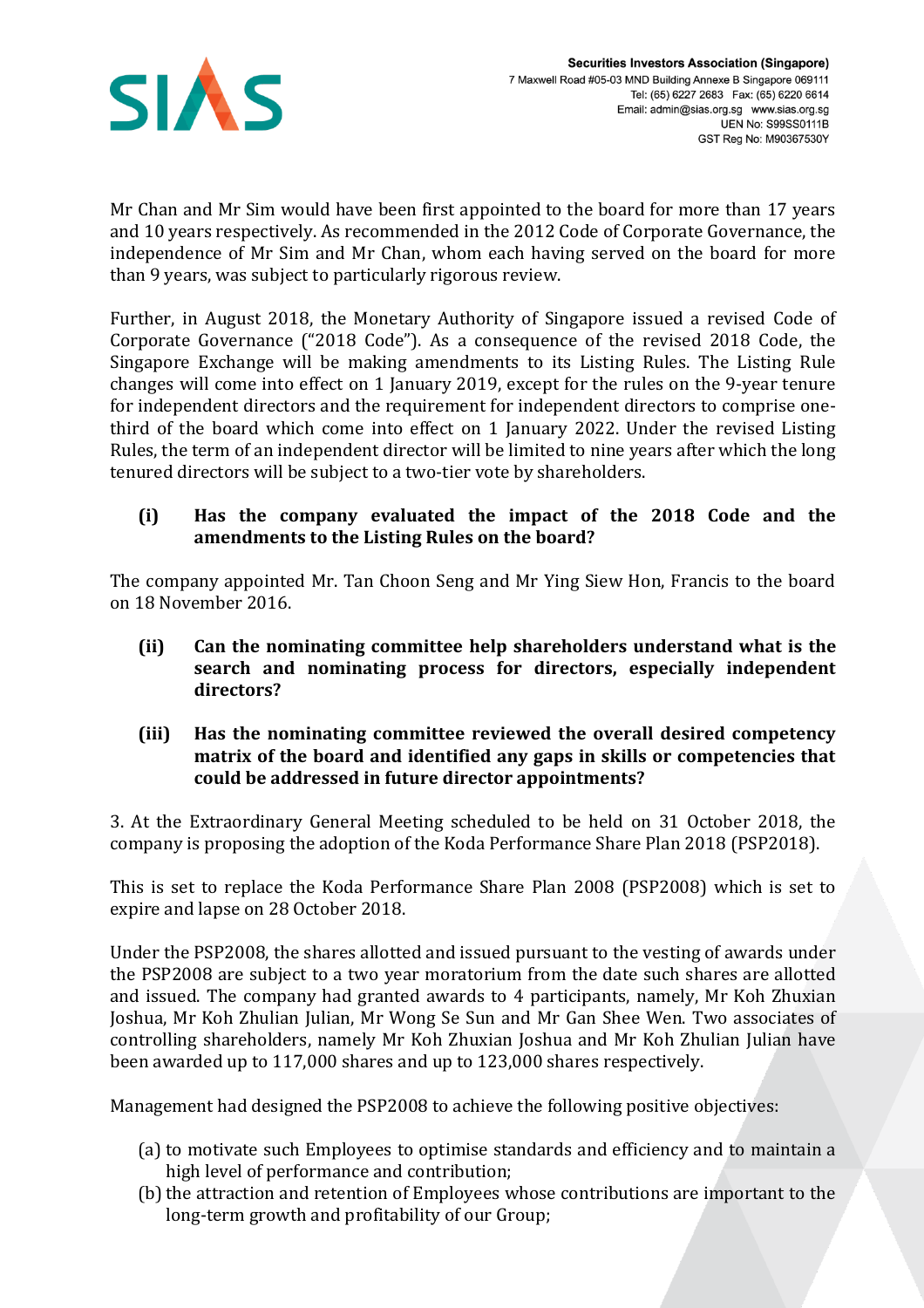Mr Chan and Mr Sim would have been first appointed to the board for more than 17 years and 10 years respectively. As recommended in the 2012 Code of Corporate Governance, the independence of Mr Sim and Mr Chan, whom each having served on the board for more than 9 years, was subject to particularly rigorous review.

Further, in August 2018, the Monetary Authority of Singapore issued a revised Code of Corporate Governance ("2018 Code"). As a consequence of the revised 2018 Code, the Singapore Exchange will be making amendments to its Listing Rules. The Listing Rule changes will come into effect on 1 January 2019, except for the rules on the 9-year tenure for independent directors and the requirement for independent directors to comprise one-third of the board which come into effect on 1 January 2022. Under the revised Listing Rules, the term of an independent director will be limited to nine years after which the long tenured directors will be subject to a two-tier vote by shareholders.

**(i) Has the company evaluated the impact of the 2018 Code and the amendments to the Listing Rules on the board?**

The company appointed Mr. Tan Choon Seng and Mr Ying Siew Hon, Francis to the board on 18 November 2016.

**(ii) Can the nominating committee help shareholders understand what is the search and nominating process for directors, especially independent directors?**

**(iii) Has the nominating committee reviewed the overall desired competency matrix of the board and identified any gaps in skills or competencies that could be addressed in future director appointments?**

3. At the Extraordinary General Meeting scheduled to be held on 31 October 2018, the company is proposing the adoption of the Koda Performance Share Plan 2018 (PSP2018).

This is set to replace the Koda Performance Share Plan 2008 (PSP2008) which is set to expire and lapse on 28 October 2018.

Under the PSP2008, the shares allotted and issued pursuant to the vesting of awards under the PSP2008 are subject to a two year moratorium from the date such shares are allotted and issued. The company had granted awards to 4 participants, namely, Mr Koh Zhuxian Joshua, Mr Koh Zhulian Julian, Mr Wong Se Sun and Mr Gan Shee Wen. Two associates of controlling shareholders, namely Mr Koh Zhuxian Joshua and Mr Koh Zhulian Julian have been awarded up to 117,000 shares and up to 123,000 shares respectively.

Management had designed the PSP2008 to achieve the following positive objectives:

(a) to motivate such Employees to optimise standards and efficiency and to maintain a high level of performance and contribution;
(b) the attraction and retention of Employees whose contributions are important to the long-term growth and profitability of our Group;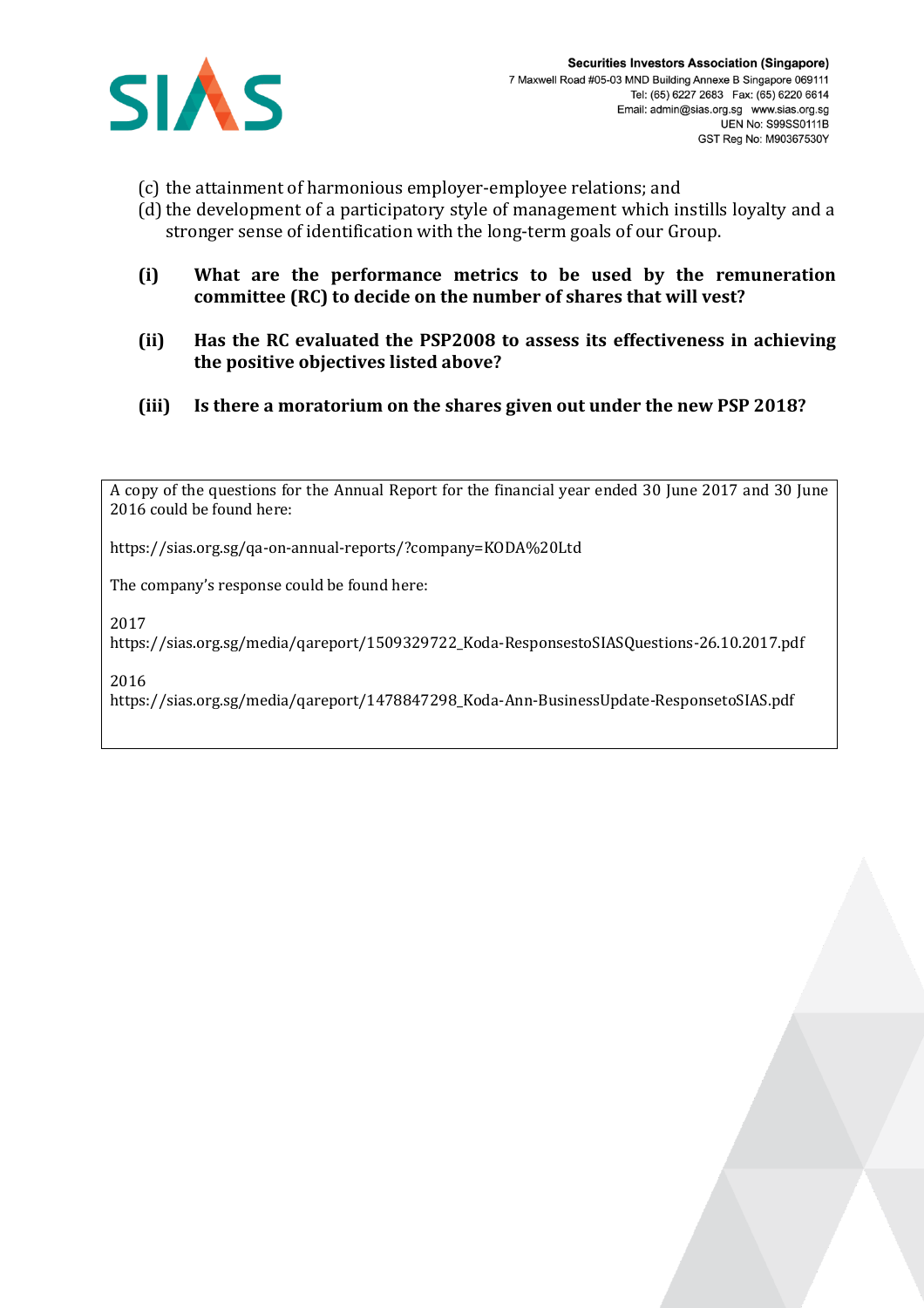(c) the attainment of harmonious employer-employee relations; and

(d) the development of a participatory style of management which instills loyalty and a stronger sense of identification with the long-term goals of our Group.

**(i) What are the performance metrics to be used by the remuneration committee (RC) to decide on the number of shares that will vest?**

**(ii) Has the RC evaluated the PSP2008 to assess its effectiveness in achieving the positive objectives listed above?**

**(iii) Is there a moratorium on the shares given out under the new PSP 2018?**

A copy of the questions for the Annual Report for the financial year ended 30 June 2017 and 30 June 2016 could be found here:

https://sias.org.sg/qa-on-annual-reports/?company=KODA%20Ltd

The company's response could be found here:

2017
https://sias.org.sg/media/qareport/1509329722_Koda-ResponsestoSIASQuestions-26.10.2017.pdf

2016
https://sias.org.sg/media/qareport/1478847298_Koda-Ann-BusinessUpdate-ResponsetoSIAS.pdf